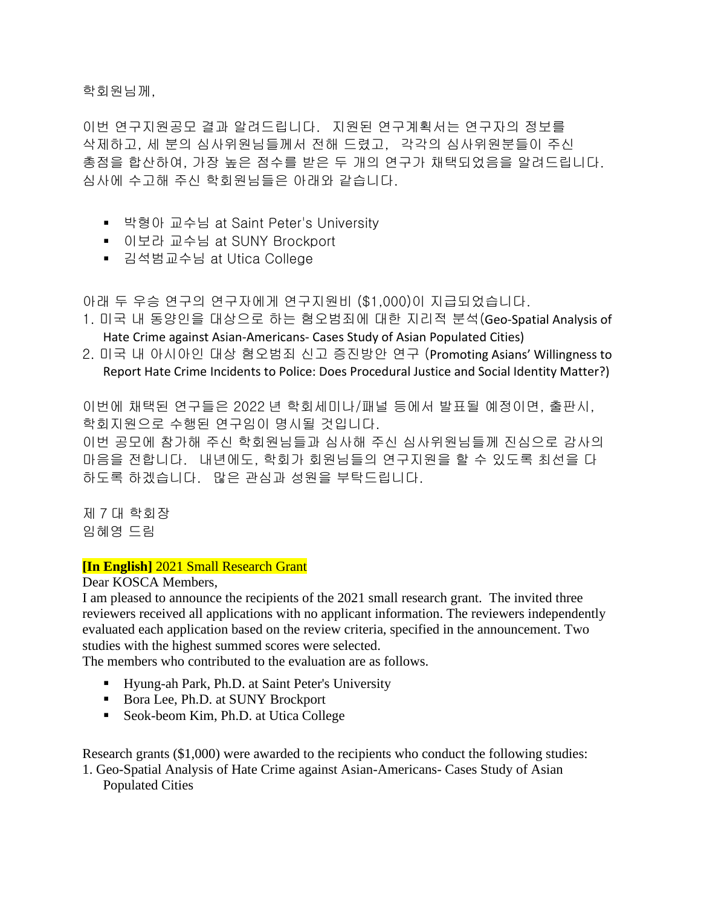학회원님께,

이번 연구지원공모 결과 알려드립니다. 지원된 연구계획서는 연구자의 정보를 삭제하고, 세 분의 심사위원님들께서 전해 드렸고, 각각의 심사위원분들이 주신 총점을 합산하여, 가장 높은 점수를 받은 두 개의 연구가 채택되었음을 알려드립니다. 심사에 수고해 주신 학회원님들은 아래와 같습니다.

- 박형아 교수님 at Saint Peter's University
- 이보라 교수님 at SUNY Brockport
- 김석범교수님 at Utica College

아래 두 우승 연구의 연구자에게 연구지원비 ($1,000)이 지급되었습니다.

1. 미국 내 동양인을 대상으로 하는 혐오범죄에 대한 지리적 분석(Geo-Spatial Analysis of Hate Crime against Asian-Americans- Cases Study of Asian Populated Cities)
2. 미국 내 아시아인 대상 혐오범죄 신고 증진방안 연구 (Promoting Asians' Willingness to Report Hate Crime Incidents to Police: Does Procedural Justice and Social Identity Matter?)

이번에 채택된 연구들은 2022 년 학회세미나/패널 등에서 발표될 예정이며, 출판시, 학회지원으로 수행된 연구임이 명시될 것입니다.
이번 공모에 참가해 주신 학회원님들과 심사해 주신 심사위원님들께 진심으로 감사의 마음을 전합니다. 내년에도, 학회가 회원님들의 연구지원을 할 수 있도록 최선을 다 하도록 하겠습니다. 많은 관심과 성원을 부탁드립니다.

제 7 대 학회장
임혜영 드림

**[In English]** 2021 Small Research Grant

Dear KOSCA Members,
I am pleased to announce the recipients of the 2021 small research grant. The invited three reviewers received all applications with no applicant information. The reviewers independently evaluated each application based on the review criteria, specified in the announcement. Two studies with the highest summed scores were selected.
The members who contributed to the evaluation are as follows.

- Hyung-ah Park, Ph.D. at Saint Peter's University
- Bora Lee, Ph.D. at SUNY Brockport
- Seok-beom Kim, Ph.D. at Utica College

Research grants ($1,000) were awarded to the recipients who conduct the following studies:

1. Geo-Spatial Analysis of Hate Crime against Asian-Americans- Cases Study of Asian Populated Cities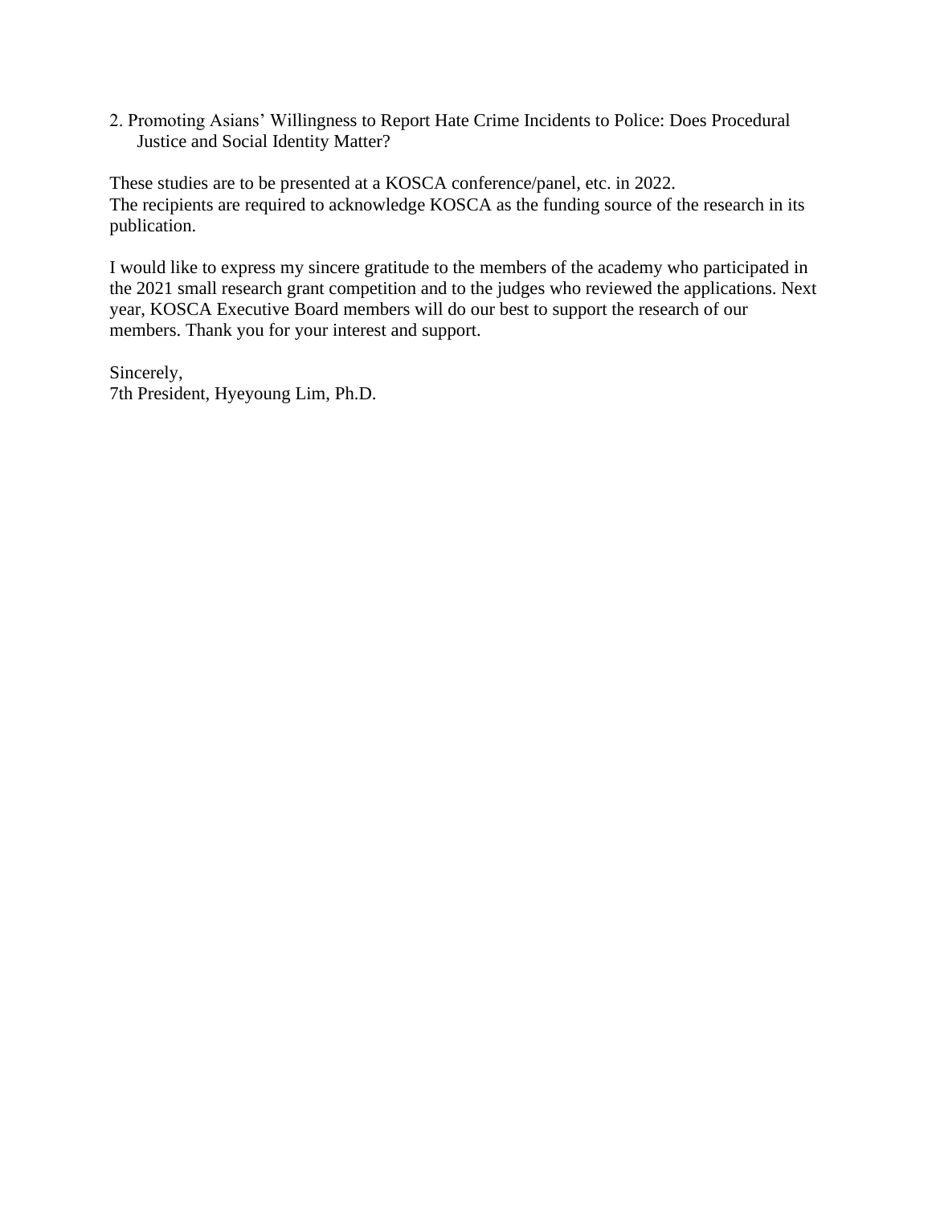2. Promoting Asians' Willingness to Report Hate Crime Incidents to Police: Does Procedural Justice and Social Identity Matter?

These studies are to be presented at a KOSCA conference/panel, etc. in 2022.
The recipients are required to acknowledge KOSCA as the funding source of the research in its publication.

I would like to express my sincere gratitude to the members of the academy who participated in the 2021 small research grant competition and to the judges who reviewed the applications. Next year, KOSCA Executive Board members will do our best to support the research of our members. Thank you for your interest and support.

Sincerely,
7th President, Hyeyoung Lim, Ph.D.